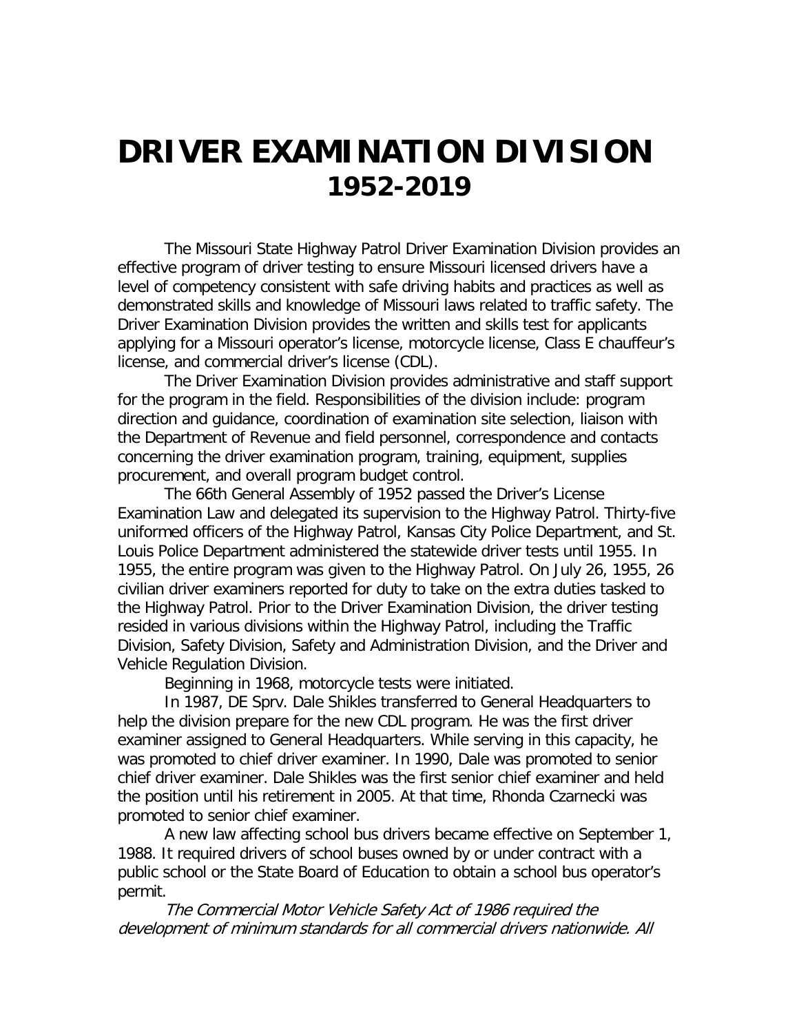# DRIVER EXAMINATION DIVISION
## 1952-2019

The Missouri State Highway Patrol Driver Examination Division provides an effective program of driver testing to ensure Missouri licensed drivers have a level of competency consistent with safe driving habits and practices as well as demonstrated skills and knowledge of Missouri laws related to traffic safety. The Driver Examination Division provides the written and skills test for applicants applying for a Missouri operator's license, motorcycle license, Class E chauffeur's license, and commercial driver's license (CDL).

The Driver Examination Division provides administrative and staff support for the program in the field. Responsibilities of the division include: program direction and guidance, coordination of examination site selection, liaison with the Department of Revenue and field personnel, correspondence and contacts concerning the driver examination program, training, equipment, supplies procurement, and overall program budget control.

The 66th General Assembly of 1952 passed the Driver's License Examination Law and delegated its supervision to the Highway Patrol. Thirty-five uniformed officers of the Highway Patrol, Kansas City Police Department, and St. Louis Police Department administered the statewide driver tests until 1955. In 1955, the entire program was given to the Highway Patrol. On July 26, 1955, 26 civilian driver examiners reported for duty to take on the extra duties tasked to the Highway Patrol. Prior to the Driver Examination Division, the driver testing resided in various divisions within the Highway Patrol, including the Traffic Division, Safety Division, Safety and Administration Division, and the Driver and Vehicle Regulation Division.

Beginning in 1968, motorcycle tests were initiated.

In 1987, DE Sprv. Dale Shikles transferred to General Headquarters to help the division prepare for the new CDL program. He was the first driver examiner assigned to General Headquarters. While serving in this capacity, he was promoted to chief driver examiner. In 1990, Dale was promoted to senior chief driver examiner. Dale Shikles was the first senior chief examiner and held the position until his retirement in 2005. At that time, Rhonda Czarnecki was promoted to senior chief examiner.

A new law affecting school bus drivers became effective on September 1, 1988. It required drivers of school buses owned by or under contract with a public school or the State Board of Education to obtain a school bus operator's permit.

*The Commercial Motor Vehicle Safety Act of 1986 required the development of minimum standards for all commercial drivers nationwide. All*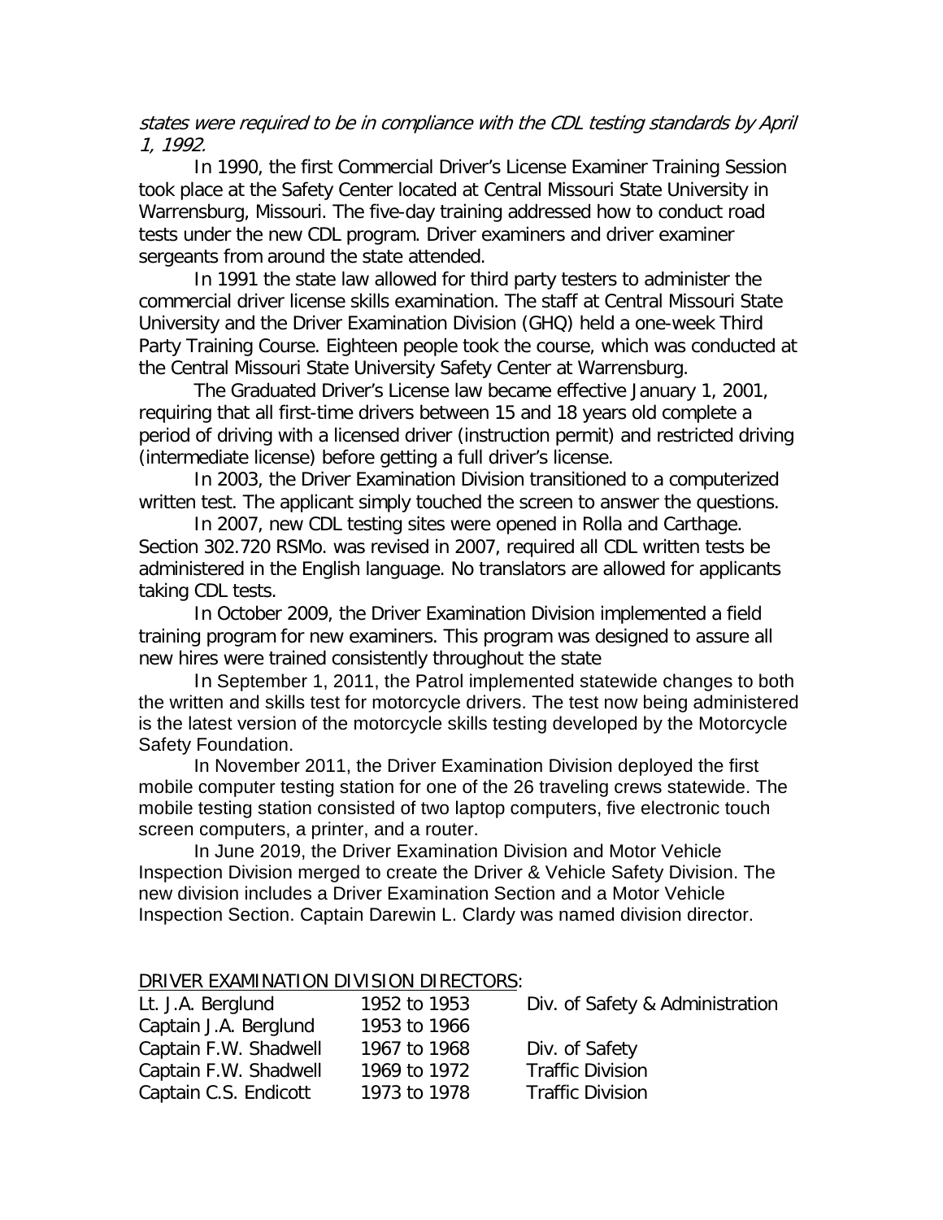*states were required to be in compliance with the CDL testing standards by April 1, 1992.*

In 1990, the first Commercial Driver's License Examiner Training Session took place at the Safety Center located at Central Missouri State University in Warrensburg, Missouri. The five-day training addressed how to conduct road tests under the new CDL program. Driver examiners and driver examiner sergeants from around the state attended.

In 1991 the state law allowed for third party testers to administer the commercial driver license skills examination. The staff at Central Missouri State University and the Driver Examination Division (GHQ) held a one-week Third Party Training Course. Eighteen people took the course, which was conducted at the Central Missouri State University Safety Center at Warrensburg.

The Graduated Driver's License law became effective January 1, 2001, requiring that all first-time drivers between 15 and 18 years old complete a period of driving with a licensed driver (instruction permit) and restricted driving (intermediate license) before getting a full driver's license.

In 2003, the Driver Examination Division transitioned to a computerized written test. The applicant simply touched the screen to answer the questions.

In 2007, new CDL testing sites were opened in Rolla and Carthage. Section 302.720 RSMo. was revised in 2007, required all CDL written tests be administered in the English language. No translators are allowed for applicants taking CDL tests.

In October 2009, the Driver Examination Division implemented a field training program for new examiners. This program was designed to assure all new hires were trained consistently throughout the state

In September 1, 2011, the Patrol implemented statewide changes to both the written and skills test for motorcycle drivers. The test now being administered is the latest version of the motorcycle skills testing developed by the Motorcycle Safety Foundation.

In November 2011, the Driver Examination Division deployed the first mobile computer testing station for one of the 26 traveling crews statewide. The mobile testing station consisted of two laptop computers, five electronic touch screen computers, a printer, and a router.

In June 2019, the Driver Examination Division and Motor Vehicle Inspection Division merged to create the Driver & Vehicle Safety Division. The new division includes a Driver Examination Section and a Motor Vehicle Inspection Section. Captain Darewin L. Clardy was named division director.

DRIVER EXAMINATION DIVISION DIRECTORS:

| | | |
|---|---|---|
| Lt. J.A. Berglund | 1952 to 1953 | Div. of Safety & Administration |
| Captain J.A. Berglund | 1953 to 1966 | |
| Captain F.W. Shadwell | 1967 to 1968 | Div. of Safety |
| Captain F.W. Shadwell | 1969 to 1972 | Traffic Division |
| Captain C.S. Endicott | 1973 to 1978 | Traffic Division |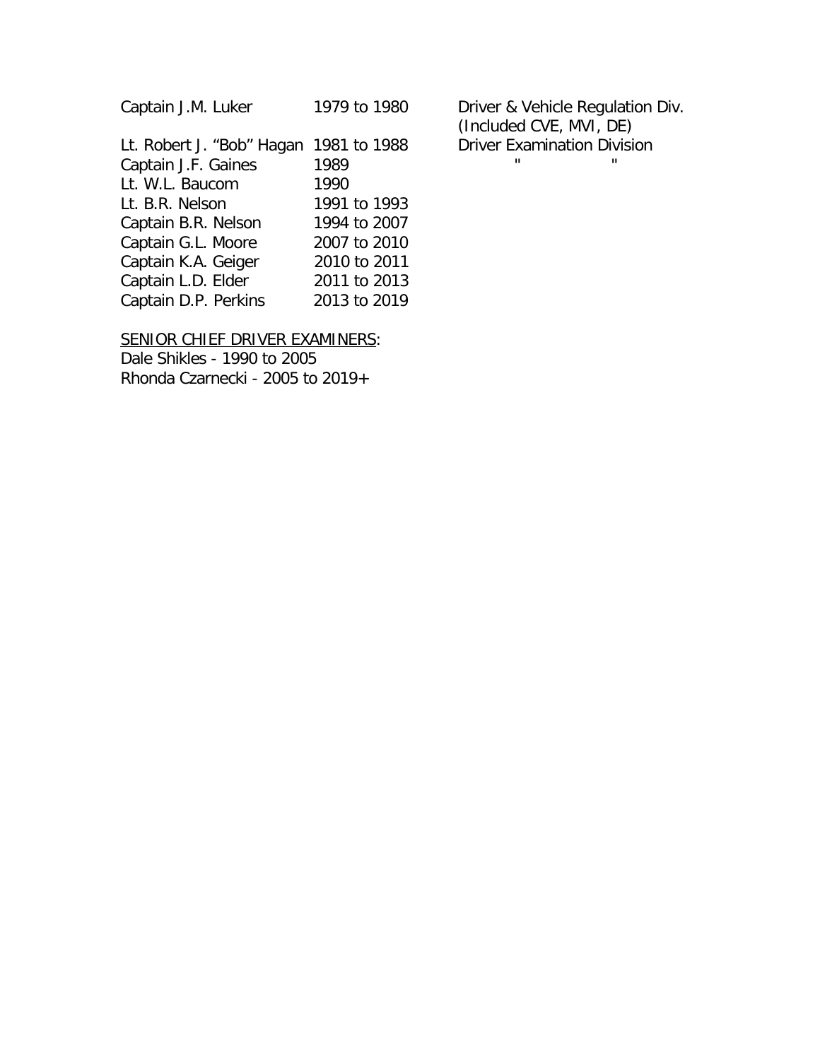| | | |
|---|---|---|
| Captain J.M. Luker | 1979 to 1980 | Driver & Vehicle Regulation Div. (Included CVE, MVI, DE) |
| Lt. Robert J. "Bob" Hagan | 1981 to 1988 | Driver Examination Division |
| Captain J.F. Gaines | 1989 | " " |
| Lt. W.L. Baucom | 1990 | |
| Lt. B.R. Nelson | 1991 to 1993 | |
| Captain B.R. Nelson | 1994 to 2007 | |
| Captain G.L. Moore | 2007 to 2010 | |
| Captain K.A. Geiger | 2010 to 2011 | |
| Captain L.D. Elder | 2011 to 2013 | |
| Captain D.P. Perkins | 2013 to 2019 | |

<u>SENIOR CHIEF DRIVER EXAMINERS</u>:
Dale Shikles - 1990 to 2005
Rhonda Czarnecki - 2005 to 2019+